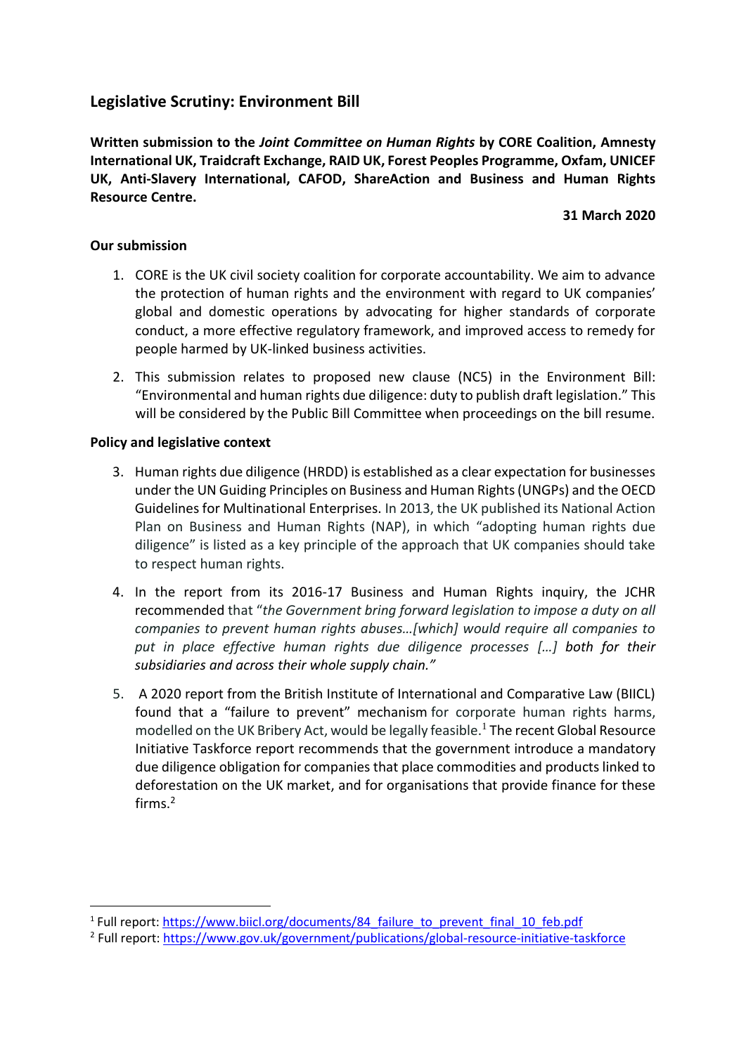# Legislative Scrutiny: Environment Bill

**Written submission to the *Joint Committee on Human Rights* by CORE Coalition, Amnesty International UK, Traidcraft Exchange, RAID UK, Forest Peoples Programme, Oxfam, UNICEF UK, Anti-Slavery International, CAFOD, ShareAction and Business and Human Rights Resource Centre.**

**31 March 2020**

## Our submission

1. CORE is the UK civil society coalition for corporate accountability. We aim to advance the protection of human rights and the environment with regard to UK companies' global and domestic operations by advocating for higher standards of corporate conduct, a more effective regulatory framework, and improved access to remedy for people harmed by UK-linked business activities.

2. This submission relates to proposed new clause (NC5) in the Environment Bill: "Environmental and human rights due diligence: duty to publish draft legislation." This will be considered by the Public Bill Committee when proceedings on the bill resume.

## Policy and legislative context

3. Human rights due diligence (HRDD) is established as a clear expectation for businesses under the UN Guiding Principles on Business and Human Rights (UNGPs) and the OECD Guidelines for Multinational Enterprises. In 2013, the UK published its National Action Plan on Business and Human Rights (NAP), in which "adopting human rights due diligence" is listed as a key principle of the approach that UK companies should take to respect human rights.

4. In the report from its 2016-17 Business and Human Rights inquiry, the JCHR recommended that "*the Government bring forward legislation to impose a duty on all companies to prevent human rights abuses…[which] would require all companies to put in place effective human rights due diligence processes […] both for their subsidiaries and across their whole supply chain.*"

5. A 2020 report from the British Institute of International and Comparative Law (BIICL) found that a "failure to prevent" mechanism for corporate human rights harms, modelled on the UK Bribery Act, would be legally feasible.[1] The recent Global Resource Initiative Taskforce report recommends that the government introduce a mandatory due diligence obligation for companies that place commodities and products linked to deforestation on the UK market, and for organisations that provide finance for these firms.[2]

---

[1] Full report: https://www.biicl.org/documents/84_failure_to_prevent_final_10_feb.pdf

[2] Full report: https://www.gov.uk/government/publications/global-resource-initiative-taskforce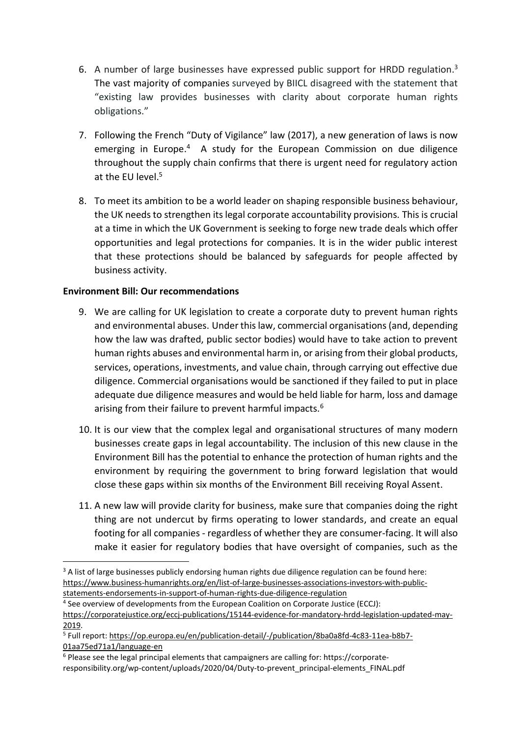6. A number of large businesses have expressed public support for HRDD regulation.[3] The vast majority of companies surveyed by BIICL disagreed with the statement that "existing law provides businesses with clarity about corporate human rights obligations."

7. Following the French "Duty of Vigilance" law (2017), a new generation of laws is now emerging in Europe.[4] A study for the European Commission on due diligence throughout the supply chain confirms that there is urgent need for regulatory action at the EU level.[5]

8. To meet its ambition to be a world leader on shaping responsible business behaviour, the UK needs to strengthen its legal corporate accountability provisions. This is crucial at a time in which the UK Government is seeking to forge new trade deals which offer opportunities and legal protections for companies. It is in the wider public interest that these protections should be balanced by safeguards for people affected by business activity.

**Environment Bill: Our recommendations**

9. We are calling for UK legislation to create a corporate duty to prevent human rights and environmental abuses. Under this law, commercial organisations (and, depending how the law was drafted, public sector bodies) would have to take action to prevent human rights abuses and environmental harm in, or arising from their global products, services, operations, investments, and value chain, through carrying out effective due diligence. Commercial organisations would be sanctioned if they failed to put in place adequate due diligence measures and would be held liable for harm, loss and damage arising from their failure to prevent harmful impacts.[6]

10. It is our view that the complex legal and organisational structures of many modern businesses create gaps in legal accountability. The inclusion of this new clause in the Environment Bill has the potential to enhance the protection of human rights and the environment by requiring the government to bring forward legislation that would close these gaps within six months of the Environment Bill receiving Royal Assent.

11. A new law will provide clarity for business, make sure that companies doing the right thing are not undercut by firms operating to lower standards, and create an equal footing for all companies - regardless of whether they are consumer-facing. It will also make it easier for regulatory bodies that have oversight of companies, such as the

---

[3] A list of large businesses publicly endorsing human rights due diligence regulation can be found here: https://www.business-humanrights.org/en/list-of-large-businesses-associations-investors-with-public-statements-endorsements-in-support-of-human-rights-due-diligence-regulation

[4] See overview of developments from the European Coalition on Corporate Justice (ECCJ): https://corporatejustice.org/eccj-publications/15144-evidence-for-mandatory-hrdd-legislation-updated-may-2019.

[5] Full report: https://op.europa.eu/en/publication-detail/-/publication/8ba0a8fd-4c83-11ea-b8b7-01aa75ed71a1/language-en

[6] Please see the legal principal elements that campaigners are calling for: https://corporate-responsibility.org/wp-content/uploads/2020/04/Duty-to-prevent_principal-elements_FINAL.pdf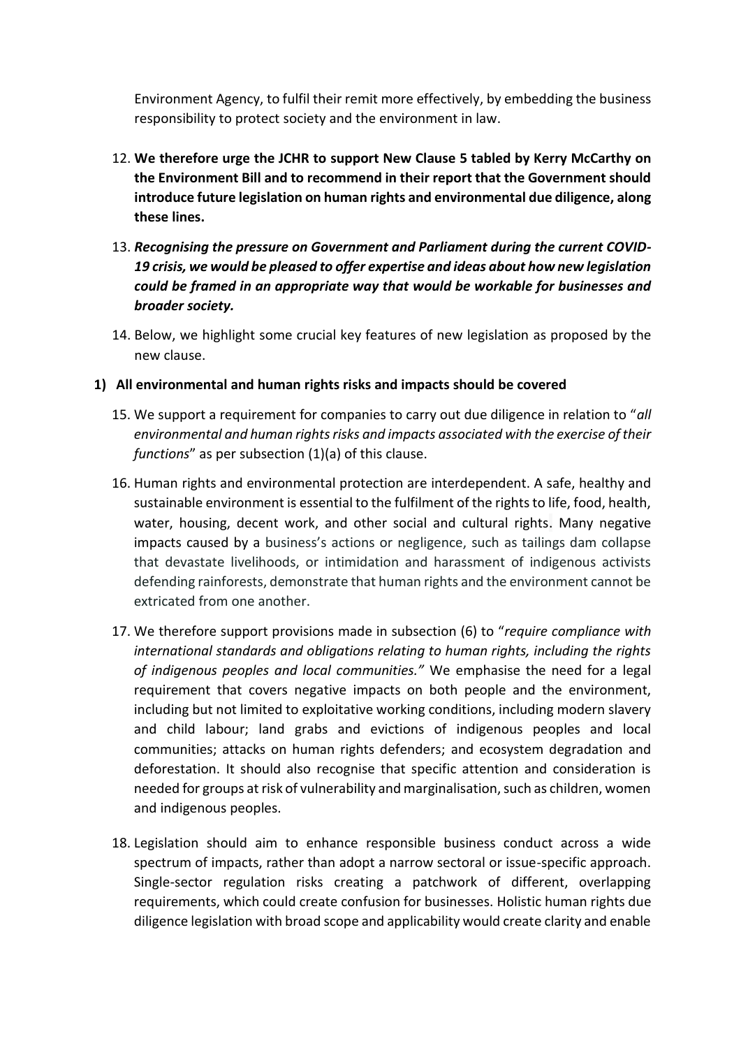Environment Agency, to fulfil their remit more effectively, by embedding the business responsibility to protect society and the environment in law.

12. **We therefore urge the JCHR to support New Clause 5 tabled by Kerry McCarthy on the Environment Bill and to recommend in their report that the Government should introduce future legislation on human rights and environmental due diligence, along these lines.**

13. ***Recognising the pressure on Government and Parliament during the current COVID-19 crisis, we would be pleased to offer expertise and ideas about how new legislation could be framed in an appropriate way that would be workable for businesses and broader society.***

14. Below, we highlight some crucial key features of new legislation as proposed by the new clause.

**1) All environmental and human rights risks and impacts should be covered**

15. We support a requirement for companies to carry out due diligence in relation to "*all environmental and human rights risks and impacts associated with the exercise of their functions*" as per subsection (1)(a) of this clause.

16. Human rights and environmental protection are interdependent. A safe, healthy and sustainable environment is essential to the fulfilment of the rights to life, food, health, water, housing, decent work, and other social and cultural rights. Many negative impacts caused by a business's actions or negligence, such as tailings dam collapse that devastate livelihoods, or intimidation and harassment of indigenous activists defending rainforests, demonstrate that human rights and the environment cannot be extricated from one another.

17. We therefore support provisions made in subsection (6) to "*require compliance with international standards and obligations relating to human rights, including the rights of indigenous peoples and local communities.*" We emphasise the need for a legal requirement that covers negative impacts on both people and the environment, including but not limited to exploitative working conditions, including modern slavery and child labour; land grabs and evictions of indigenous peoples and local communities; attacks on human rights defenders; and ecosystem degradation and deforestation. It should also recognise that specific attention and consideration is needed for groups at risk of vulnerability and marginalisation, such as children, women and indigenous peoples.

18. Legislation should aim to enhance responsible business conduct across a wide spectrum of impacts, rather than adopt a narrow sectoral or issue-specific approach. Single-sector regulation risks creating a patchwork of different, overlapping requirements, which could create confusion for businesses. Holistic human rights due diligence legislation with broad scope and applicability would create clarity and enable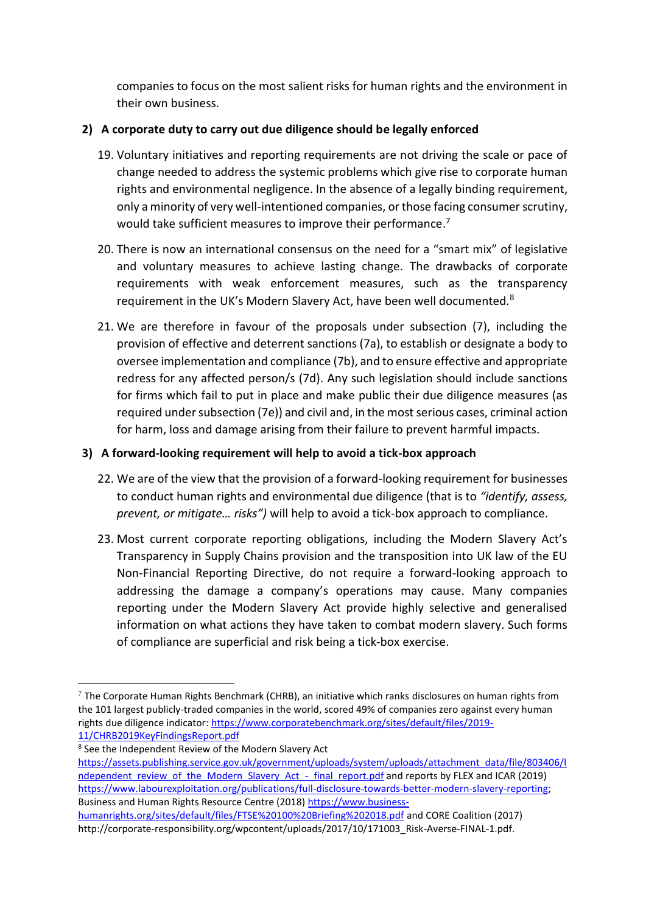companies to focus on the most salient risks for human rights and the environment in their own business.

### 2) A corporate duty to carry out due diligence should be legally enforced

19. Voluntary initiatives and reporting requirements are not driving the scale or pace of change needed to address the systemic problems which give rise to corporate human rights and environmental negligence. In the absence of a legally binding requirement, only a minority of very well-intentioned companies, or those facing consumer scrutiny, would take sufficient measures to improve their performance.[7]

20. There is now an international consensus on the need for a "smart mix" of legislative and voluntary measures to achieve lasting change. The drawbacks of corporate requirements with weak enforcement measures, such as the transparency requirement in the UK's Modern Slavery Act, have been well documented.[8]

21. We are therefore in favour of the proposals under subsection (7), including the provision of effective and deterrent sanctions (7a), to establish or designate a body to oversee implementation and compliance (7b), and to ensure effective and appropriate redress for any affected person/s (7d). Any such legislation should include sanctions for firms which fail to put in place and make public their due diligence measures (as required under subsection (7e)) and civil and, in the most serious cases, criminal action for harm, loss and damage arising from their failure to prevent harmful impacts.

### 3) A forward-looking requirement will help to avoid a tick-box approach

22. We are of the view that the provision of a forward-looking requirement for businesses to conduct human rights and environmental due diligence (that is to *"identify, assess, prevent, or mitigate… risks")* will help to avoid a tick-box approach to compliance.

23. Most current corporate reporting obligations, including the Modern Slavery Act's Transparency in Supply Chains provision and the transposition into UK law of the EU Non-Financial Reporting Directive, do not require a forward-looking approach to addressing the damage a company's operations may cause. Many companies reporting under the Modern Slavery Act provide highly selective and generalised information on what actions they have taken to combat modern slavery. Such forms of compliance are superficial and risk being a tick-box exercise.

---

[7] The Corporate Human Rights Benchmark (CHRB), an initiative which ranks disclosures on human rights from the 101 largest publicly-traded companies in the world, scored 49% of companies zero against every human rights due diligence indicator: https://www.corporatebenchmark.org/sites/default/files/2019-11/CHRB2019KeyFindingsReport.pdf

[8] See the Independent Review of the Modern Slavery Act https://assets.publishing.service.gov.uk/government/uploads/system/uploads/attachment_data/file/803406/Independent_review_of_the_Modern_Slavery_Act_-_final_report.pdf and reports by FLEX and ICAR (2019) https://www.labourexploitation.org/publications/full-disclosure-towards-better-modern-slavery-reporting; Business and Human Rights Resource Centre (2018) https://www.business-humanrights.org/sites/default/files/FTSE%20100%20Briefing%202018.pdf and CORE Coalition (2017) http://corporate-responsibility.org/wpcontent/uploads/2017/10/171003_Risk-Averse-FINAL-1.pdf.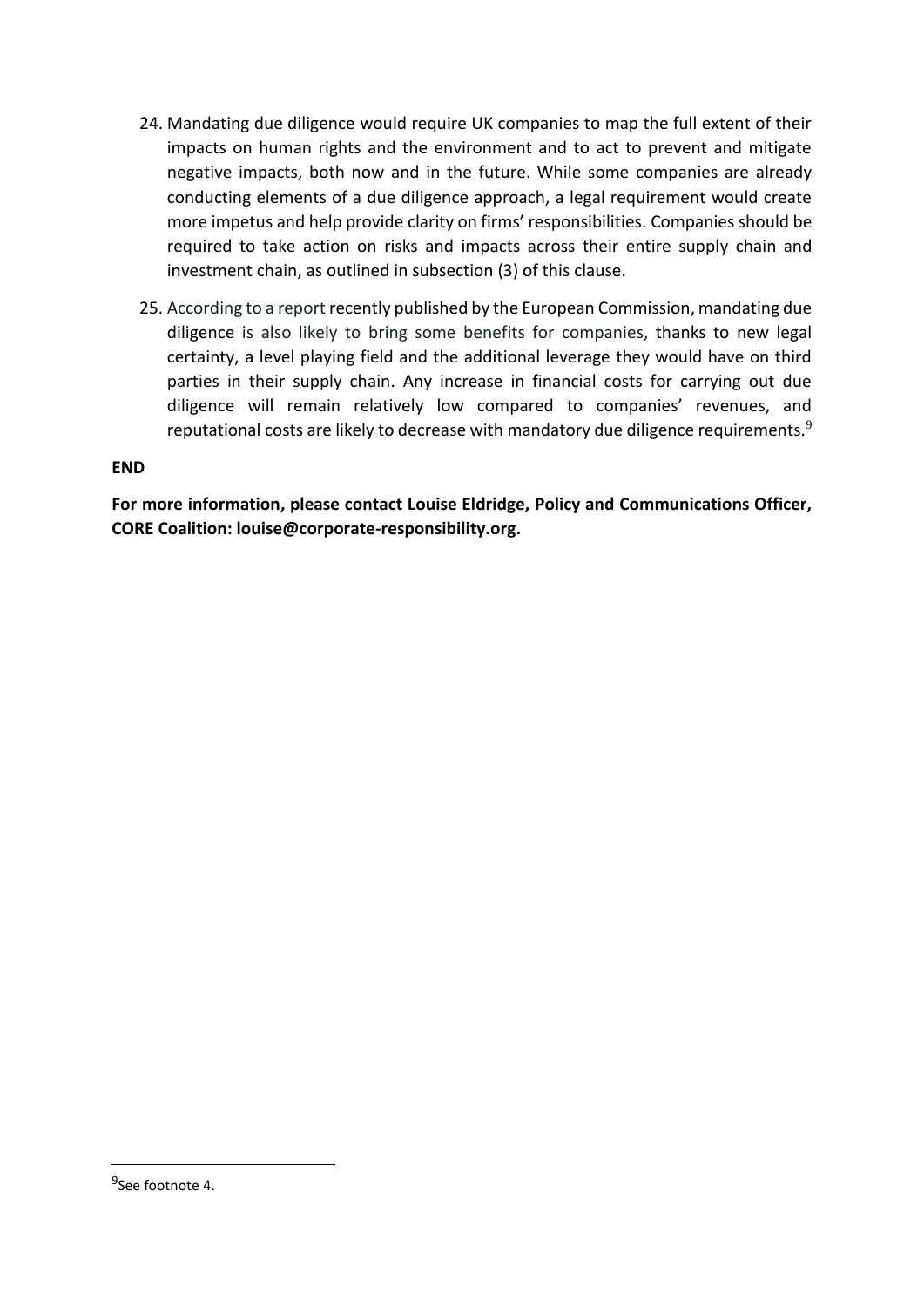24. Mandating due diligence would require UK companies to map the full extent of their impacts on human rights and the environment and to act to prevent and mitigate negative impacts, both now and in the future. While some companies are already conducting elements of a due diligence approach, a legal requirement would create more impetus and help provide clarity on firms' responsibilities. Companies should be required to take action on risks and impacts across their entire supply chain and investment chain, as outlined in subsection (3) of this clause.

25. According to a report recently published by the European Commission, mandating due diligence is also likely to bring some benefits for companies, thanks to new legal certainty, a level playing field and the additional leverage they would have on third parties in their supply chain. Any increase in financial costs for carrying out due diligence will remain relatively low compared to companies' revenues, and reputational costs are likely to decrease with mandatory due diligence requirements.[9]

**END**

**For more information, please contact Louise Eldridge, Policy and Communications Officer, CORE Coalition: louise@corporate-responsibility.org.**

[9] See footnote 4.